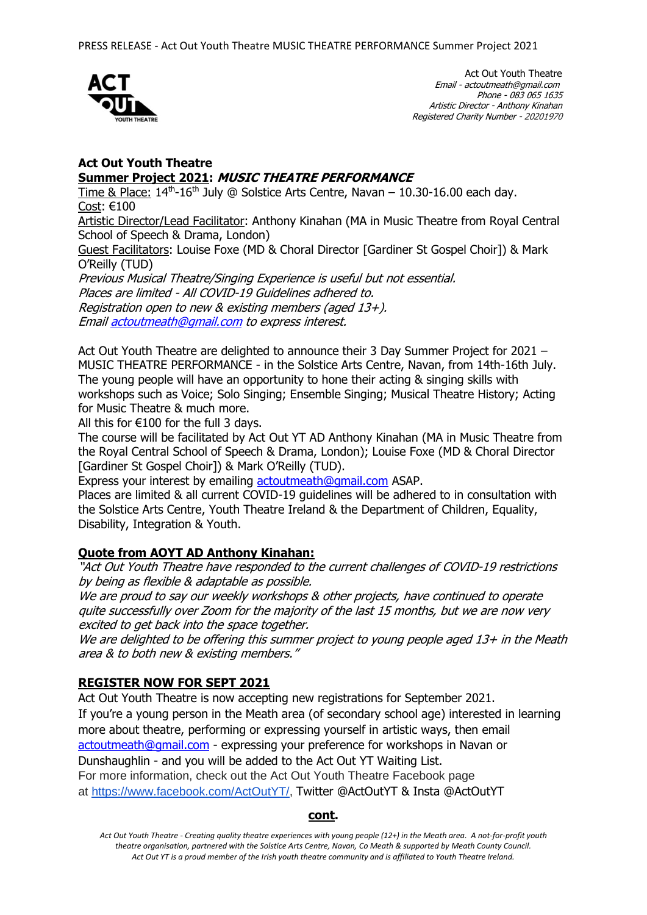Act Out Youth Theatre
*Email - actoutmeath@gmail.com*
*Phone - 083 065 1635*
*Artistic Director - Anthony Kinahan*
*Registered Charity Number - 20201970*

**Act Out Youth Theatre**
**Summer Project 2021: *MUSIC THEATRE PERFORMANCE***

Time & Place: 14th-16th July @ Solstice Arts Centre, Navan – 10.30-16.00 each day.
Cost: €100
Artistic Director/Lead Facilitator: Anthony Kinahan (MA in Music Theatre from Royal Central School of Speech & Drama, London)
Guest Facilitators: Louise Foxe (MD & Choral Director [Gardiner St Gospel Choir]) & Mark O'Reilly (TUD)
*Previous Musical Theatre/Singing Experience is useful but not essential.*
*Places are limited - All COVID-19 Guidelines adhered to.*
*Registration open to new & existing members (aged 13+).*
*Email actoutmeath@gmail.com to express interest.*

Act Out Youth Theatre are delighted to announce their 3 Day Summer Project for 2021 – MUSIC THEATRE PERFORMANCE - in the Solstice Arts Centre, Navan, from 14th-16th July. The young people will have an opportunity to hone their acting & singing skills with workshops such as Voice; Solo Singing; Ensemble Singing; Musical Theatre History; Acting for Music Theatre & much more.
All this for €100 for the full 3 days.
The course will be facilitated by Act Out YT AD Anthony Kinahan (MA in Music Theatre from the Royal Central School of Speech & Drama, London); Louise Foxe (MD & Choral Director [Gardiner St Gospel Choir]) & Mark O'Reilly (TUD).
Express your interest by emailing actoutmeath@gmail.com ASAP.
Places are limited & all current COVID-19 guidelines will be adhered to in consultation with the Solstice Arts Centre, Youth Theatre Ireland & the Department of Children, Equality, Disability, Integration & Youth.

**Quote from AOYT AD Anthony Kinahan:**

*"Act Out Youth Theatre have responded to the current challenges of COVID-19 restrictions by being as flexible & adaptable as possible.*
*We are proud to say our weekly workshops & other projects, have continued to operate quite successfully over Zoom for the majority of the last 15 months, but we are now very excited to get back into the space together.*
*We are delighted to be offering this summer project to young people aged 13+ in the Meath area & to both new & existing members."*

**REGISTER NOW FOR SEPT 2021**

Act Out Youth Theatre is now accepting new registrations for September 2021.
If you're a young person in the Meath area (of secondary school age) interested in learning more about theatre, performing or expressing yourself in artistic ways, then email actoutmeath@gmail.com - expressing your preference for workshops in Navan or Dunshaughlin - and you will be added to the Act Out YT Waiting List.
For more information, check out the Act Out Youth Theatre Facebook page at https://www.facebook.com/ActOutYT/, Twitter @ActOutYT & Insta @ActOutYT

**cont.**

*Act Out Youth Theatre - Creating quality theatre experiences with young people (12+) in the Meath area. A not-for-profit youth theatre organisation, partnered with the Solstice Arts Centre, Navan, Co Meath & supported by Meath County Council. Act Out YT is a proud member of the Irish youth theatre community and is affiliated to Youth Theatre Ireland.*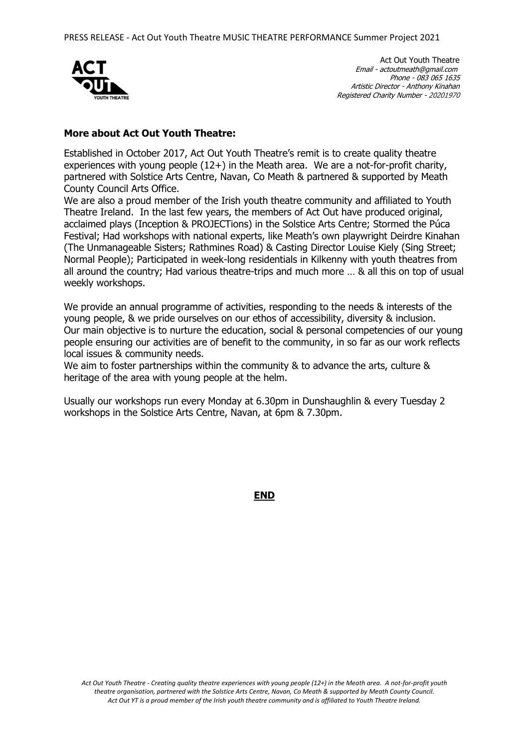Act Out Youth Theatre
*Email - actoutmeath@gmail.com*
*Phone - 083 065 1635*
*Artistic Director - Anthony Kinahan*
*Registered Charity Number - 20201970*

**More about Act Out Youth Theatre:**

Established in October 2017, Act Out Youth Theatre's remit is to create quality theatre experiences with young people (12+) in the Meath area. We are a not-for-profit charity, partnered with Solstice Arts Centre, Navan, Co Meath & partnered & supported by Meath County Council Arts Office.
We are also a proud member of the Irish youth theatre community and affiliated to Youth Theatre Ireland. In the last few years, the members of Act Out have produced original, acclaimed plays (Inception & PROJECTions) in the Solstice Arts Centre; Stormed the Púca Festival; Had workshops with national experts, like Meath's own playwright Deirdre Kinahan (The Unmanageable Sisters; Rathmines Road) & Casting Director Louise Kiely (Sing Street; Normal People); Participated in week-long residentials in Kilkenny with youth theatres from all around the country; Had various theatre-trips and much more … & all this on top of usual weekly workshops.

We provide an annual programme of activities, responding to the needs & interests of the young people, & we pride ourselves on our ethos of accessibility, diversity & inclusion. Our main objective is to nurture the education, social & personal competencies of our young people ensuring our activities are of benefit to the community, in so far as our work reflects local issues & community needs.
We aim to foster partnerships within the community & to advance the arts, culture & heritage of the area with young people at the helm.

Usually our workshops run every Monday at 6.30pm in Dunshaughlin & every Tuesday 2 workshops in the Solstice Arts Centre, Navan, at 6pm & 7.30pm.

**END**